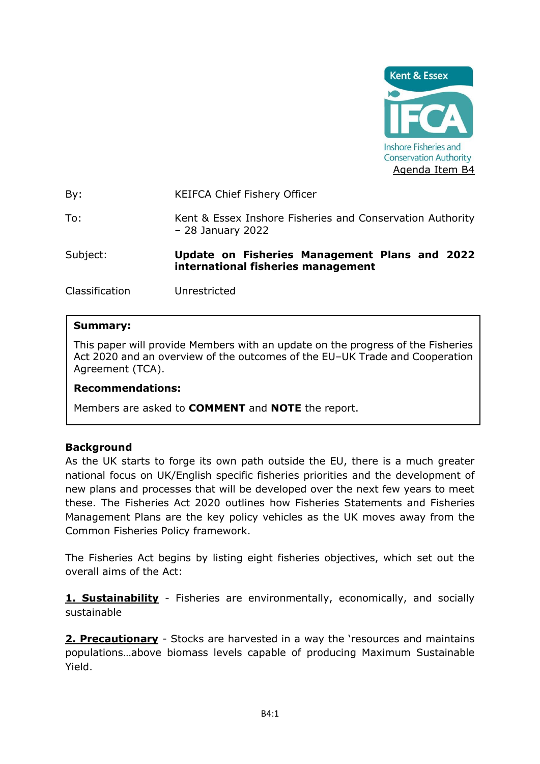Kent & Essex IFCA Inshore Fisheries and Conservation Authority

Agenda Item B4

| | |
|---|---|
| By: | KEIFCA Chief Fishery Officer |
| To: | Kent & Essex Inshore Fisheries and Conservation Authority – 28 January 2022 |
| Subject: | **Update on Fisheries Management Plans and 2022 international fisheries management** |
| Classification | Unrestricted |

**Summary:**

This paper will provide Members with an update on the progress of the Fisheries Act 2020 and an overview of the outcomes of the EU–UK Trade and Cooperation Agreement (TCA).

**Recommendations:**

Members are asked to **COMMENT** and **NOTE** the report.

## Background

As the UK starts to forge its own path outside the EU, there is a much greater national focus on UK/English specific fisheries priorities and the development of new plans and processes that will be developed over the next few years to meet these. The Fisheries Act 2020 outlines how Fisheries Statements and Fisheries Management Plans are the key policy vehicles as the UK moves away from the Common Fisheries Policy framework.

The Fisheries Act begins by listing eight fisheries objectives, which set out the overall aims of the Act:

**1. Sustainability** - Fisheries are environmentally, economically, and socially sustainable

**2. Precautionary** - Stocks are harvested in a way the 'resources and maintains populations…above biomass levels capable of producing Maximum Sustainable Yield.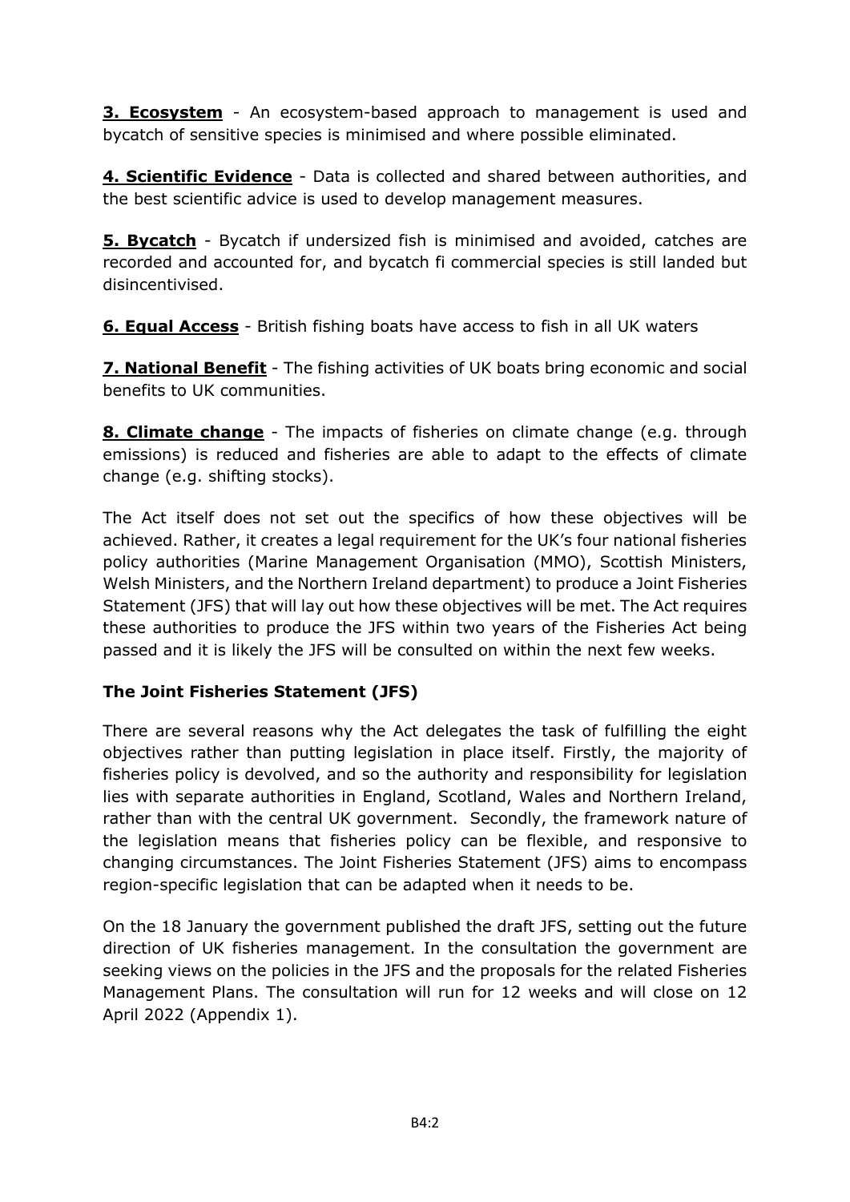**3. Ecosystem** - An ecosystem-based approach to management is used and bycatch of sensitive species is minimised and where possible eliminated.

**4. Scientific Evidence** - Data is collected and shared between authorities, and the best scientific advice is used to develop management measures.

**5. Bycatch** - Bycatch if undersized fish is minimised and avoided, catches are recorded and accounted for, and bycatch fi commercial species is still landed but disincentivised.

**6. Equal Access** - British fishing boats have access to fish in all UK waters

**7. National Benefit** - The fishing activities of UK boats bring economic and social benefits to UK communities.

**8. Climate change** - The impacts of fisheries on climate change (e.g. through emissions) is reduced and fisheries are able to adapt to the effects of climate change (e.g. shifting stocks).

The Act itself does not set out the specifics of how these objectives will be achieved. Rather, it creates a legal requirement for the UK's four national fisheries policy authorities (Marine Management Organisation (MMO), Scottish Ministers, Welsh Ministers, and the Northern Ireland department) to produce a Joint Fisheries Statement (JFS) that will lay out how these objectives will be met. The Act requires these authorities to produce the JFS within two years of the Fisheries Act being passed and it is likely the JFS will be consulted on within the next few weeks.

**The Joint Fisheries Statement (JFS)**

There are several reasons why the Act delegates the task of fulfilling the eight objectives rather than putting legislation in place itself. Firstly, the majority of fisheries policy is devolved, and so the authority and responsibility for legislation lies with separate authorities in England, Scotland, Wales and Northern Ireland, rather than with the central UK government. Secondly, the framework nature of the legislation means that fisheries policy can be flexible, and responsive to changing circumstances. The Joint Fisheries Statement (JFS) aims to encompass region-specific legislation that can be adapted when it needs to be.

On the 18 January the government published the draft JFS, setting out the future direction of UK fisheries management. In the consultation the government are seeking views on the policies in the JFS and the proposals for the related Fisheries Management Plans. The consultation will run for 12 weeks and will close on 12 April 2022 (Appendix 1).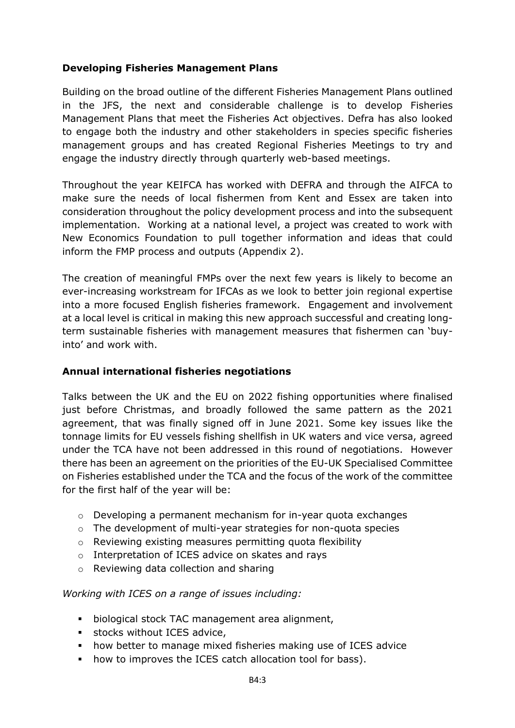**Developing Fisheries Management Plans**

Building on the broad outline of the different Fisheries Management Plans outlined in the JFS, the next and considerable challenge is to develop Fisheries Management Plans that meet the Fisheries Act objectives. Defra has also looked to engage both the industry and other stakeholders in species specific fisheries management groups and has created Regional Fisheries Meetings to try and engage the industry directly through quarterly web-based meetings.

Throughout the year KEIFCA has worked with DEFRA and through the AIFCA to make sure the needs of local fishermen from Kent and Essex are taken into consideration throughout the policy development process and into the subsequent implementation. Working at a national level, a project was created to work with New Economics Foundation to pull together information and ideas that could inform the FMP process and outputs (Appendix 2).

The creation of meaningful FMPs over the next few years is likely to become an ever-increasing workstream for IFCAs as we look to better join regional expertise into a more focused English fisheries framework. Engagement and involvement at a local level is critical in making this new approach successful and creating long-term sustainable fisheries with management measures that fishermen can 'buy-into' and work with.

**Annual international fisheries negotiations**

Talks between the UK and the EU on 2022 fishing opportunities where finalised just before Christmas, and broadly followed the same pattern as the 2021 agreement, that was finally signed off in June 2021. Some key issues like the tonnage limits for EU vessels fishing shellfish in UK waters and vice versa, agreed under the TCA have not been addressed in this round of negotiations. However there has been an agreement on the priorities of the EU-UK Specialised Committee on Fisheries established under the TCA and the focus of the work of the committee for the first half of the year will be:

- Developing a permanent mechanism for in-year quota exchanges
- The development of multi-year strategies for non-quota species
- Reviewing existing measures permitting quota flexibility
- Interpretation of ICES advice on skates and rays
- Reviewing data collection and sharing

*Working with ICES on a range of issues including:*

- biological stock TAC management area alignment,
- stocks without ICES advice,
- how better to manage mixed fisheries making use of ICES advice
- how to improves the ICES catch allocation tool for bass).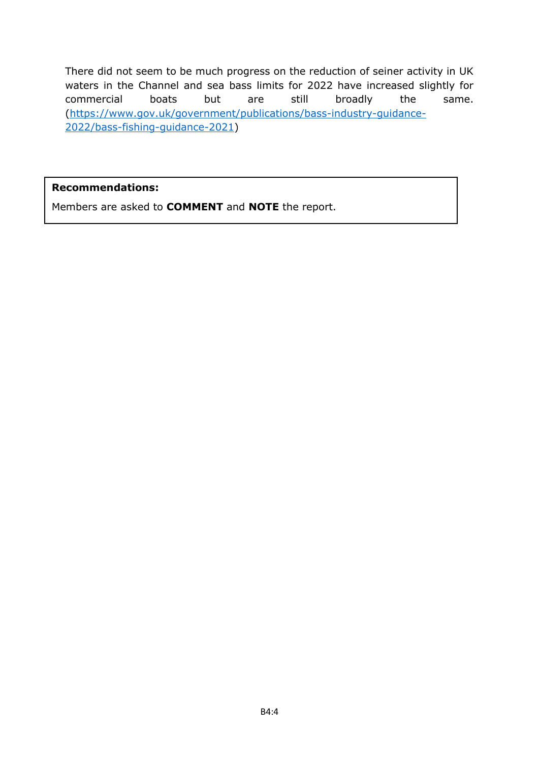There did not seem to be much progress on the reduction of seiner activity in UK waters in the Channel and sea bass limits for 2022 have increased slightly for commercial boats but are still broadly the same. (https://www.gov.uk/government/publications/bass-industry-guidance-2022/bass-fishing-guidance-2021)

**Recommendations:**

Members are asked to **COMMENT** and **NOTE** the report.